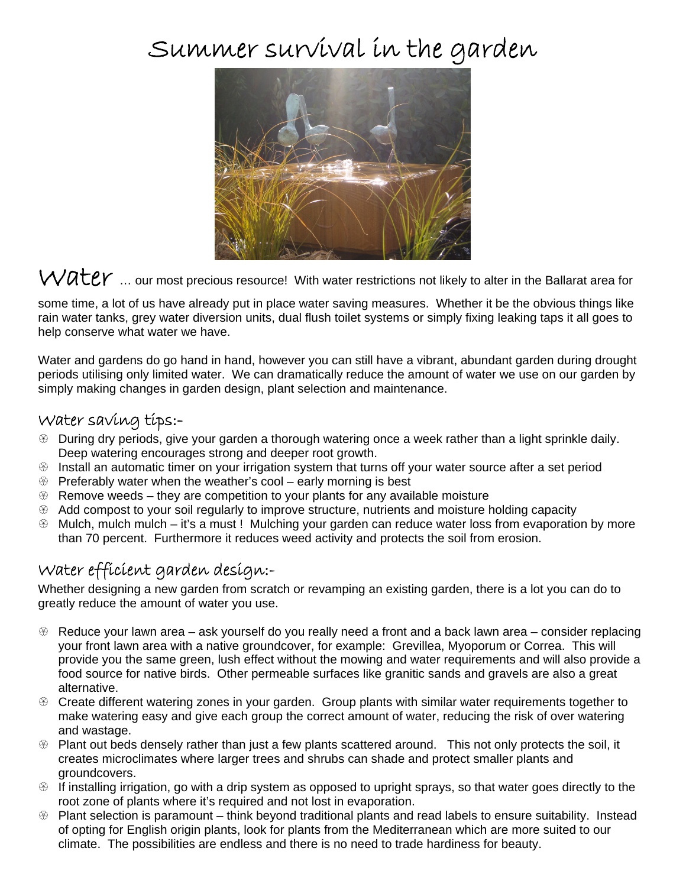# Summer survival in the garden

**Water** … our most precious resource! With water restrictions not likely to alter in the Ballarat area for some time, a lot of us have already put in place water saving measures. Whether it be the obvious things like rain water tanks, grey water diversion units, dual flush toilet systems or simply fixing leaking taps it all goes to help conserve what water we have.

Water and gardens do go hand in hand, however you can still have a vibrant, abundant garden during drought periods utilising only limited water. We can dramatically reduce the amount of water we use on our garden by simply making changes in garden design, plant selection and maintenance.

## Water saving tips:-

- During dry periods, give your garden a thorough watering once a week rather than a light sprinkle daily. Deep watering encourages strong and deeper root growth.
- Install an automatic timer on your irrigation system that turns off your water source after a set period
- Preferably water when the weather's cool – early morning is best
- Remove weeds – they are competition to your plants for any available moisture
- Add compost to your soil regularly to improve structure, nutrients and moisture holding capacity
- Mulch, mulch mulch – it's a must ! Mulching your garden can reduce water loss from evaporation by more than 70 percent. Furthermore it reduces weed activity and protects the soil from erosion.

## Water efficient garden design:-

Whether designing a new garden from scratch or revamping an existing garden, there is a lot you can do to greatly reduce the amount of water you use.

- Reduce your lawn area – ask yourself do you really need a front and a back lawn area – consider replacing your front lawn area with a native groundcover, for example: Grevillea, Myoporum or Correa. This will provide you the same green, lush effect without the mowing and water requirements and will also provide a food source for native birds. Other permeable surfaces like granitic sands and gravels are also a great alternative.
- Create different watering zones in your garden. Group plants with similar water requirements together to make watering easy and give each group the correct amount of water, reducing the risk of over watering and wastage.
- Plant out beds densely rather than just a few plants scattered around. This not only protects the soil, it creates microclimates where larger trees and shrubs can shade and protect smaller plants and groundcovers.
- If installing irrigation, go with a drip system as opposed to upright sprays, so that water goes directly to the root zone of plants where it's required and not lost in evaporation.
- Plant selection is paramount – think beyond traditional plants and read labels to ensure suitability. Instead of opting for English origin plants, look for plants from the Mediterranean which are more suited to our climate. The possibilities are endless and there is no need to trade hardiness for beauty.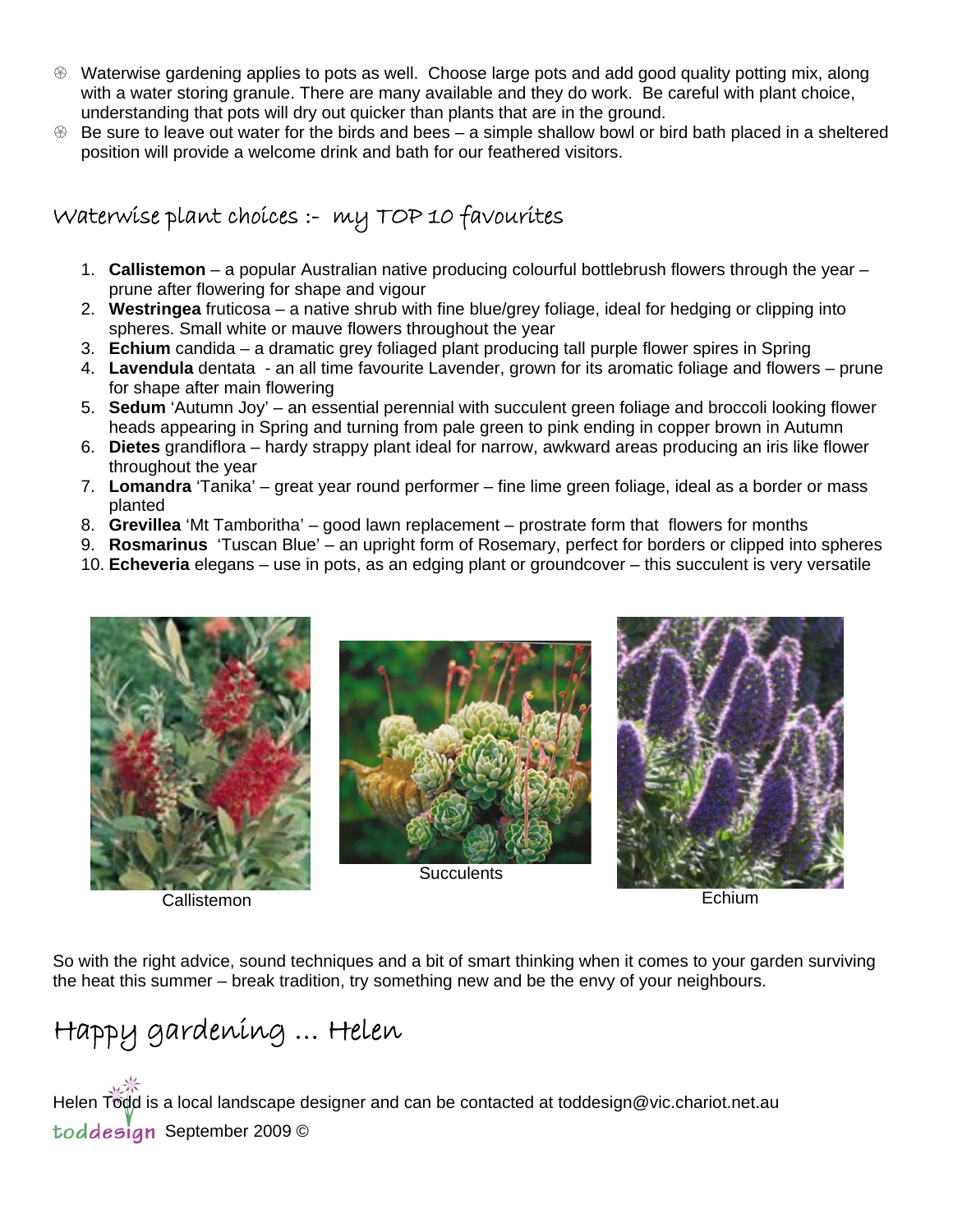- Waterwise gardening applies to pots as well. Choose large pots and add good quality potting mix, along with a water storing granule. There are many available and they do work. Be careful with plant choice, understanding that pots will dry out quicker than plants that are in the ground.
- Be sure to leave out water for the birds and bees – a simple shallow bowl or bird bath placed in a sheltered position will provide a welcome drink and bath for our feathered visitors.

## Waterwise plant choices :- my TOP 10 favourites

1. **Callistemon** – a popular Australian native producing colourful bottlebrush flowers through the year – prune after flowering for shape and vigour
2. **Westringea** fruticosa – a native shrub with fine blue/grey foliage, ideal for hedging or clipping into spheres. Small white or mauve flowers throughout the year
3. **Echium** candida – a dramatic grey foliaged plant producing tall purple flower spires in Spring
4. **Lavendula** dentata - an all time favourite Lavender, grown for its aromatic foliage and flowers – prune for shape after main flowering
5. **Sedum** 'Autumn Joy' – an essential perennial with succulent green foliage and broccoli looking flower heads appearing in Spring and turning from pale green to pink ending in copper brown in Autumn
6. **Dietes** grandiflora – hardy strappy plant ideal for narrow, awkward areas producing an iris like flower throughout the year
7. **Lomandra** 'Tanika' – great year round performer – fine lime green foliage, ideal as a border or mass planted
8. **Grevillea** 'Mt Tamboritha' – good lawn replacement – prostrate form that flowers for months
9. **Rosmarinus** 'Tuscan Blue' – an upright form of Rosemary, perfect for borders or clipped into spheres
10. **Echeveria** elegans – use in pots, as an edging plant or groundcover – this succulent is very versatile

Callistemon

Succulents

Echium

So with the right advice, sound techniques and a bit of smart thinking when it comes to your garden surviving the heat this summer – break tradition, try something new and be the envy of your neighbours.

# Happy gardening … Helen

Helen Todd is a local landscape designer and can be contacted at toddesign@vic.chariot.net.au

toddesign September 2009 ©